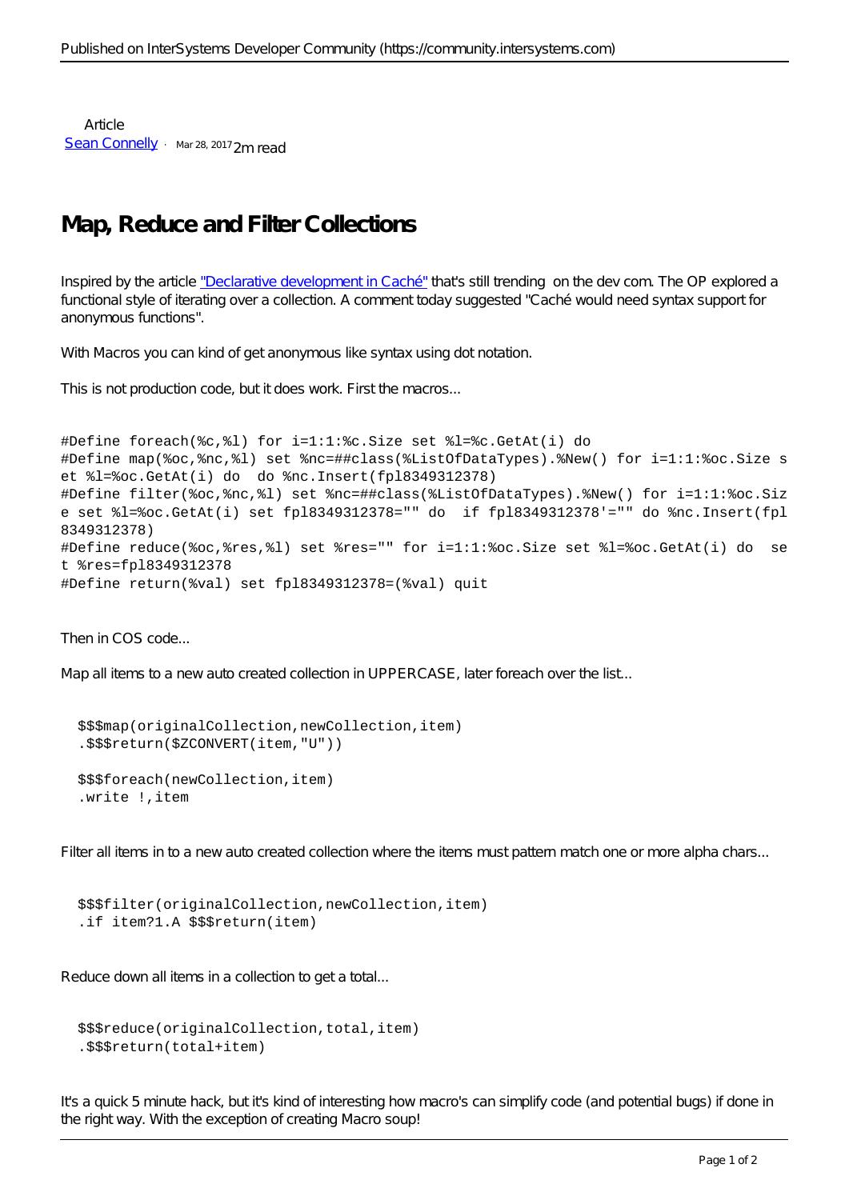Article
[Sean Connelly](#) · Mar 28, 2017 2m read

# Map, Reduce and Filter Collections

Inspired by the article ["Declarative development in Caché"](#) that's still trending on the dev com. The OP explored a functional style of iterating over a collection. A comment today suggested "Caché would need syntax support for anonymous functions".

With Macros you can kind of get anonymous like syntax using dot notation.

This is not production code, but it does work. First the macros...

```
#Define foreach(%c,%l) for i=1:1:%c.Size set %l=%c.GetAt(i) do
#Define map(%oc,%nc,%l) set %nc=##class(%ListOfDataTypes).%New() for i=1:1:%oc.Size set %l=%oc.GetAt(i) do  do %nc.Insert(fpl8349312378)
#Define filter(%oc,%nc,%l) set %nc=##class(%ListOfDataTypes).%New() for i=1:1:%oc.Size set %l=%oc.GetAt(i) set fpl8349312378="" do  if fpl8349312378'="" do %nc.Insert(fpl8349312378)
#Define reduce(%oc,%res,%l) set %res="" for i=1:1:%oc.Size set %l=%oc.GetAt(i) do  set %res=fpl8349312378
#Define return(%val) set fpl8349312378=(%val) quit
```

Then in COS code...

Map all items to a new auto created collection in UPPERCASE, later foreach over the list...

```
  $$$map(originalCollection,newCollection,item)
  .$$$return($ZCONVERT(item,"U"))

  $$$foreach(newCollection,item)
  .write !,item
```

Filter all items in to a new auto created collection where the items must pattern match one or more alpha chars...

```
  $$$filter(originalCollection,newCollection,item)
  .if item?1.A $$$return(item)
```

Reduce down all items in a collection to get a total...

```
  $$$reduce(originalCollection,total,item)
  .$$$return(total+item)
```

It's a quick 5 minute hack, but it's kind of interesting how macro's can simplify code (and potential bugs) if done in the right way. With the exception of creating Macro soup!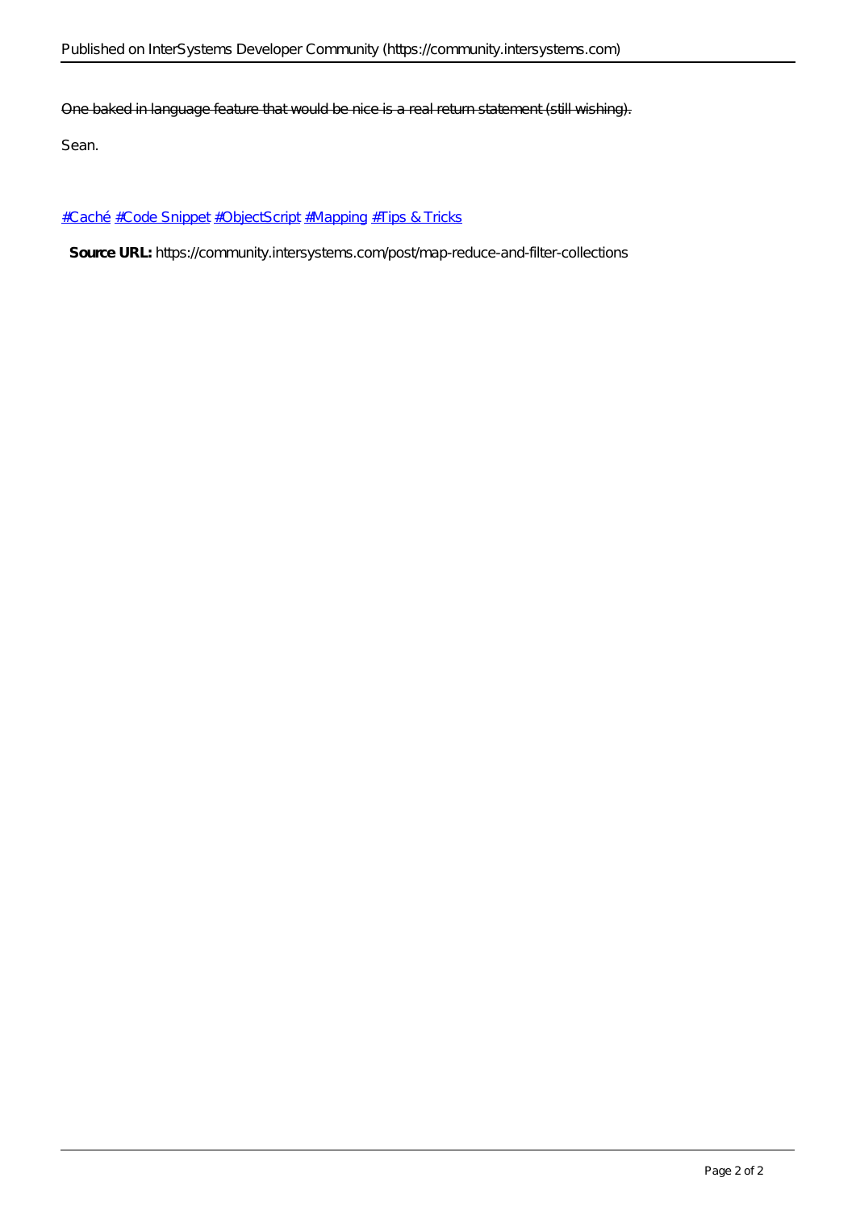~~One baked in language feature that would be nice is a real return statement (still wishing).~~

Sean.

[#Caché](#) [#Code Snippet](#) [#ObjectScript](#) [#Mapping](#) [#Tips & Tricks](#)

**Source URL:** https://community.intersystems.com/post/map-reduce-and-filter-collections